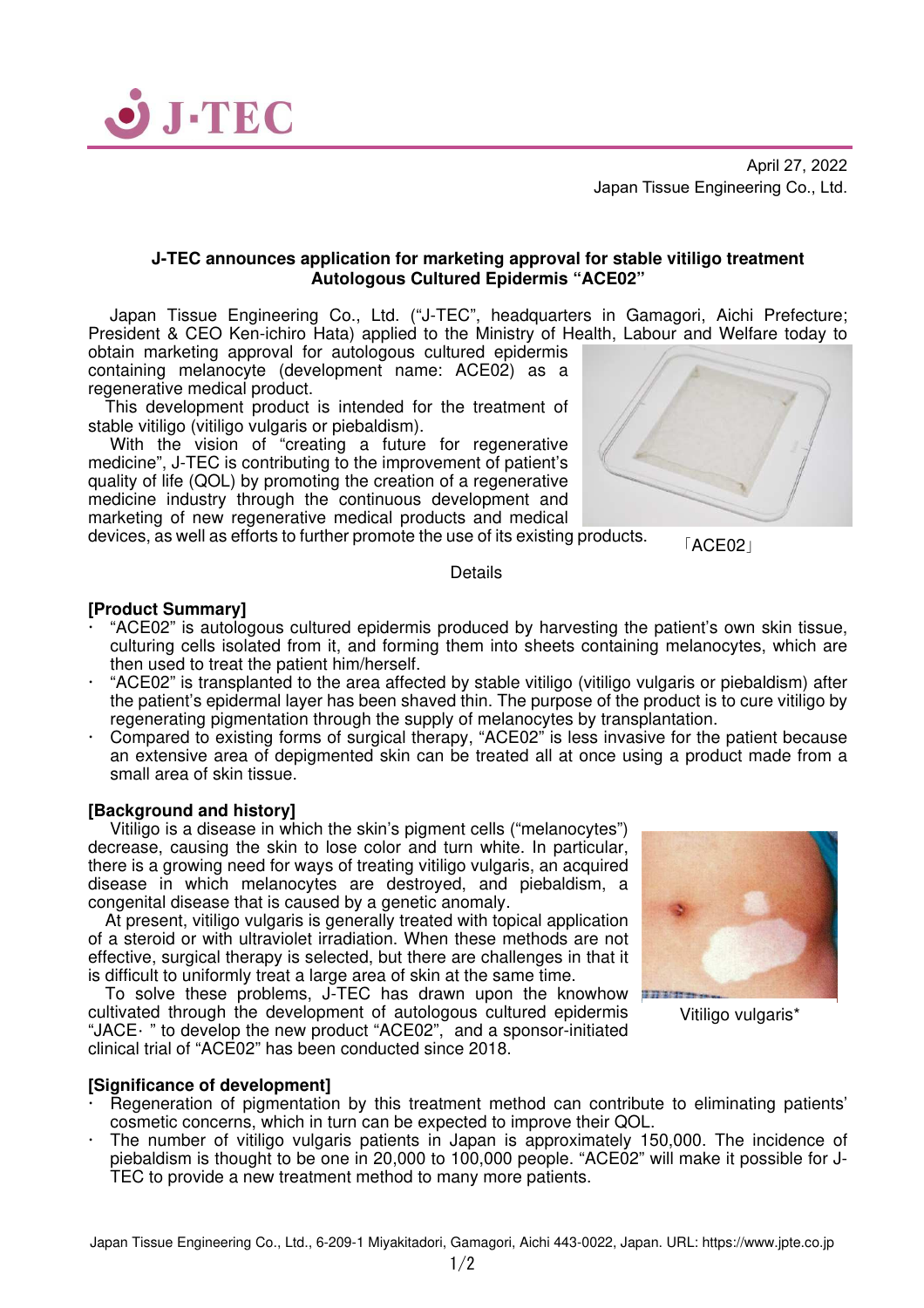J-TEC

April 27, 2022
Japan Tissue Engineering Co., Ltd.

**J-TEC announces application for marketing approval for stable vitiligo treatment Autologous Cultured Epidermis "ACE02"**

Japan Tissue Engineering Co., Ltd. ("J-TEC", headquarters in Gamagori, Aichi Prefecture; President & CEO Ken-ichiro Hata) applied to the Ministry of Health, Labour and Welfare today to obtain marketing approval for autologous cultured epidermis containing melanocyte (development name: ACE02) as a regenerative medical product.

This development product is intended for the treatment of stable vitiligo (vitiligo vulgaris or piebaldism).

With the vision of "creating a future for regenerative medicine", J-TEC is contributing to the improvement of patient's quality of life (QOL) by promoting the creation of a regenerative medicine industry through the continuous development and marketing of new regenerative medical products and medical devices, as well as efforts to further promote the use of its existing products.

「ACE02」

Details

**[Product Summary]**

- "ACE02" is autologous cultured epidermis produced by harvesting the patient's own skin tissue, culturing cells isolated from it, and forming them into sheets containing melanocytes, which are then used to treat the patient him/herself.
- "ACE02" is transplanted to the area affected by stable vitiligo (vitiligo vulgaris or piebaldism) after the patient's epidermal layer has been shaved thin. The purpose of the product is to cure vitiligo by regenerating pigmentation through the supply of melanocytes by transplantation.
- Compared to existing forms of surgical therapy, "ACE02" is less invasive for the patient because an extensive area of depigmented skin can be treated all at once using a product made from a small area of skin tissue.

**[Background and history]**

Vitiligo is a disease in which the skin's pigment cells ("melanocytes") decrease, causing the skin to lose color and turn white. In particular, there is a growing need for ways of treating vitiligo vulgaris, an acquired disease in which melanocytes are destroyed, and piebaldism, a congenital disease that is caused by a genetic anomaly.

At present, vitiligo vulgaris is generally treated with topical application of a steroid or with ultraviolet irradiation. When these methods are not effective, surgical therapy is selected, but there are challenges in that it is difficult to uniformly treat a large area of skin at the same time.

To solve these problems, J-TEC has drawn upon the knowhow cultivated through the development of autologous cultured epidermis "JACE· " to develop the new product "ACE02", and a sponsor-initiated clinical trial of "ACE02" has been conducted since 2018.

Vitiligo vulgaris*

**[Significance of development]**

- Regeneration of pigmentation by this treatment method can contribute to eliminating patients' cosmetic concerns, which in turn can be expected to improve their QOL.
- The number of vitiligo vulgaris patients in Japan is approximately 150,000. The incidence of piebaldism is thought to be one in 20,000 to 100,000 people. "ACE02" will make it possible for J-TEC to provide a new treatment method to many more patients.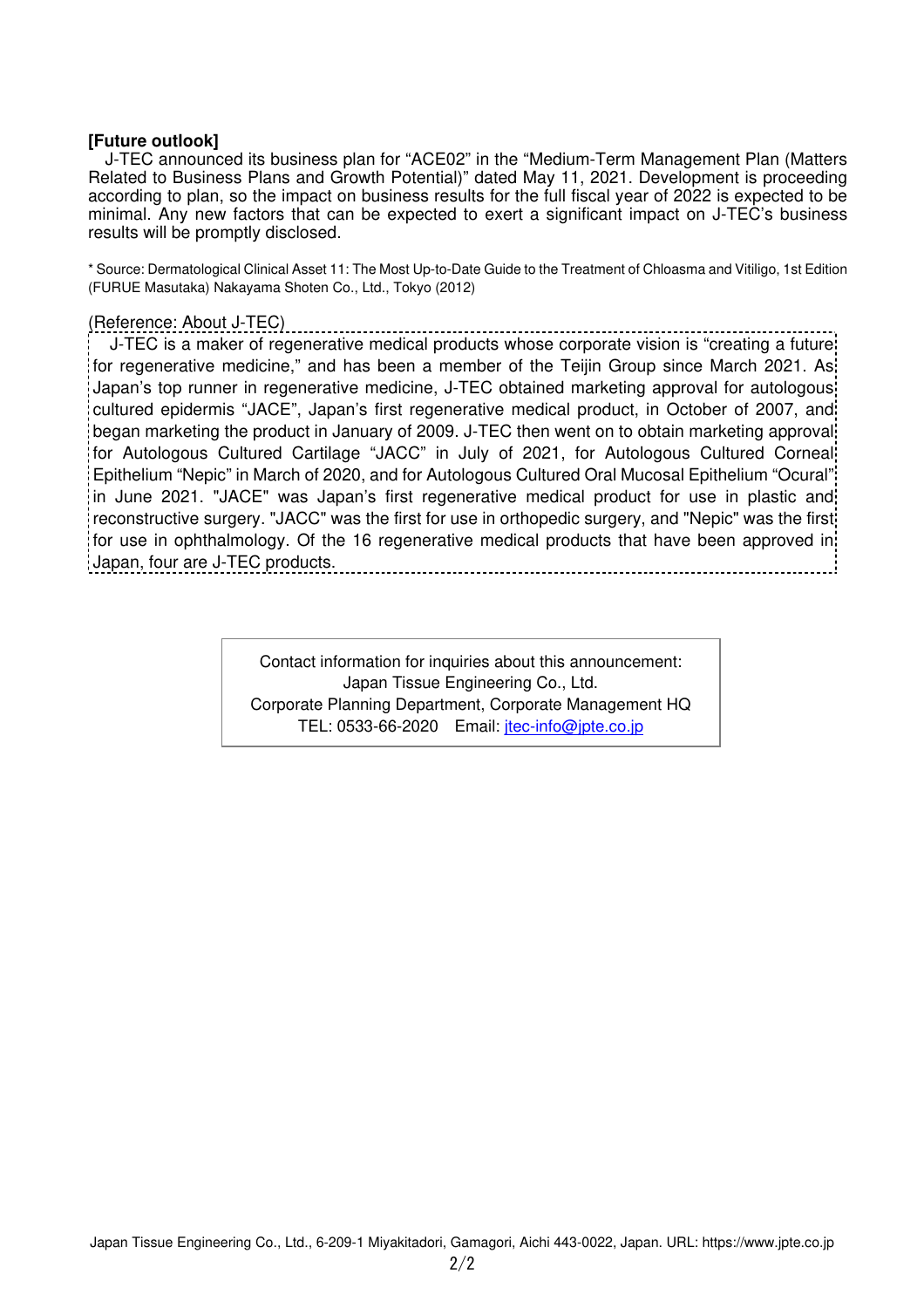**[Future outlook]**

J-TEC announced its business plan for "ACE02" in the "Medium-Term Management Plan (Matters Related to Business Plans and Growth Potential)" dated May 11, 2021. Development is proceeding according to plan, so the impact on business results for the full fiscal year of 2022 is expected to be minimal. Any new factors that can be expected to exert a significant impact on J-TEC's business results will be promptly disclosed.

* Source: Dermatological Clinical Asset 11: The Most Up-to-Date Guide to the Treatment of Chloasma and Vitiligo, 1st Edition (FURUE Masutaka) Nakayama Shoten Co., Ltd., Tokyo (2012)

(Reference: About J-TEC)

J-TEC is a maker of regenerative medical products whose corporate vision is "creating a future for regenerative medicine," and has been a member of the Teijin Group since March 2021. As Japan's top runner in regenerative medicine, J-TEC obtained marketing approval for autologous cultured epidermis "JACE", Japan's first regenerative medical product, in October of 2007, and began marketing the product in January of 2009. J-TEC then went on to obtain marketing approval for Autologous Cultured Cartilage "JACC" in July of 2021, for Autologous Cultured Corneal Epithelium "Nepic" in March of 2020, and for Autologous Cultured Oral Mucosal Epithelium "Ocural" in June 2021. "JACE" was Japan's first regenerative medical product for use in plastic and reconstructive surgery. "JACC" was the first for use in orthopedic surgery, and "Nepic" was the first for use in ophthalmology. Of the 16 regenerative medical products that have been approved in Japan, four are J-TEC products.

Contact information for inquiries about this announcement:
Japan Tissue Engineering Co., Ltd.
Corporate Planning Department, Corporate Management HQ
TEL: 0533-66-2020 Email: jtec-info@jpte.co.jp

Japan Tissue Engineering Co., Ltd., 6-209-1 Miyakitadori, Gamagori, Aichi 443-0022, Japan. URL: https://www.jpte.co.jp